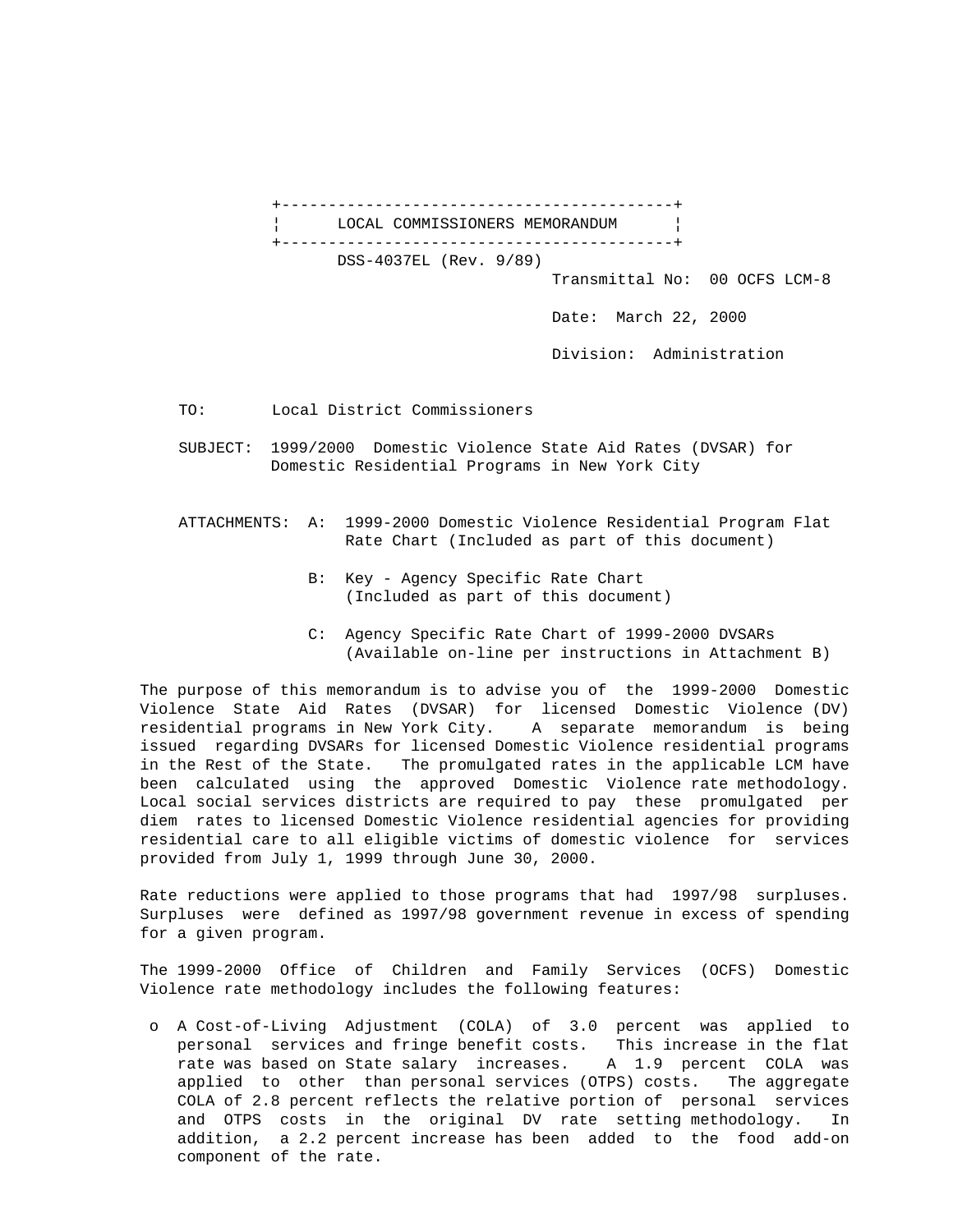# LOCAL COMMISSIONERS MEMORANDUM

DSS-4037EL (Rev. 9/89)

Transmittal No: 00 OCFS LCM-8

Date: March 22, 2000

Division: Administration

TO: Local District Commissioners

SUBJECT: 1999/2000 Domestic Violence State Aid Rates (DVSAR) for Domestic Residential Programs in New York City

ATTACHMENTS:

- A: 1999-2000 Domestic Violence Residential Program Flat Rate Chart (Included as part of this document)
- B: Key - Agency Specific Rate Chart (Included as part of this document)
- C: Agency Specific Rate Chart of 1999-2000 DVSARs (Available on-line per instructions in Attachment B)

The purpose of this memorandum is to advise you of the 1999-2000 Domestic Violence State Aid Rates (DVSAR) for licensed Domestic Violence (DV) residential programs in New York City. A separate memorandum is being issued regarding DVSARs for licensed Domestic Violence residential programs in the Rest of the State. The promulgated rates in the applicable LCM have been calculated using the approved Domestic Violence rate methodology. Local social services districts are required to pay these promulgated per diem rates to licensed Domestic Violence residential agencies for providing residential care to all eligible victims of domestic violence for services provided from July 1, 1999 through June 30, 2000.

Rate reductions were applied to those programs that had 1997/98 surpluses. Surpluses were defined as 1997/98 government revenue in excess of spending for a given program.

The 1999-2000 Office of Children and Family Services (OCFS) Domestic Violence rate methodology includes the following features:

- A Cost-of-Living Adjustment (COLA) of 3.0 percent was applied to personal services and fringe benefit costs. This increase in the flat rate was based on State salary increases. A 1.9 percent COLA was applied to other than personal services (OTPS) costs. The aggregate COLA of 2.8 percent reflects the relative portion of personal services and OTPS costs in the original DV rate setting methodology. In addition, a 2.2 percent increase has been added to the food add-on component of the rate.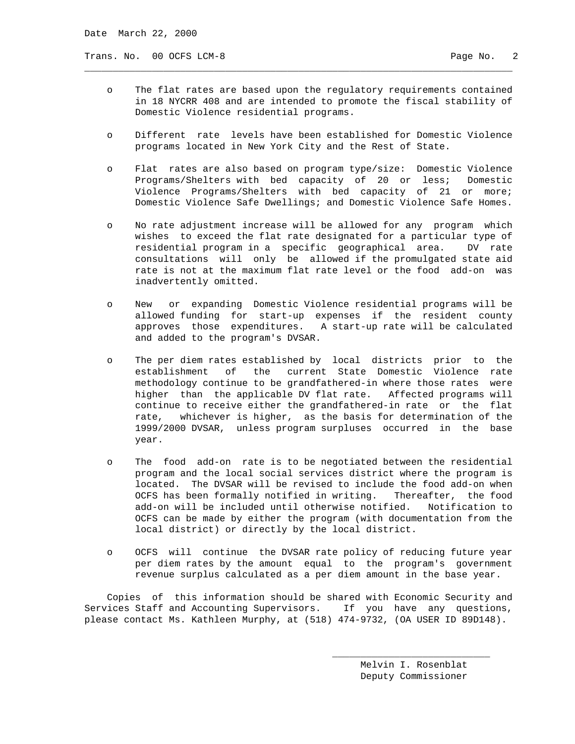- The flat rates are based upon the regulatory requirements contained in 18 NYCRR 408 and are intended to promote the fiscal stability of Domestic Violence residential programs.

- Different rate levels have been established for Domestic Violence programs located in New York City and the Rest of State.

- Flat rates are also based on program type/size: Domestic Violence Programs/Shelters with bed capacity of 20 or less; Domestic Violence Programs/Shelters with bed capacity of 21 or more; Domestic Violence Safe Dwellings; and Domestic Violence Safe Homes.

- No rate adjustment increase will be allowed for any program which wishes to exceed the flat rate designated for a particular type of residential program in a specific geographical area. DV rate consultations will only be allowed if the promulgated state aid rate is not at the maximum flat rate level or the food add-on was inadvertently omitted.

- New or expanding Domestic Violence residential programs will be allowed funding for start-up expenses if the resident county approves those expenditures. A start-up rate will be calculated and added to the program's DVSAR.

- The per diem rates established by local districts prior to the establishment of the current State Domestic Violence rate methodology continue to be grandfathered-in where those rates were higher than the applicable DV flat rate. Affected programs will continue to receive either the grandfathered-in rate or the flat rate, whichever is higher, as the basis for determination of the 1999/2000 DVSAR, unless program surpluses occurred in the base year.

- The food add-on rate is to be negotiated between the residential program and the local social services district where the program is located. The DVSAR will be revised to include the food add-on when OCFS has been formally notified in writing. Thereafter, the food add-on will be included until otherwise notified. Notification to OCFS can be made by either the program (with documentation from the local district) or directly by the local district.

- OCFS will continue the DVSAR rate policy of reducing future year per diem rates by the amount equal to the program's government revenue surplus calculated as a per diem amount in the base year.

Copies of this information should be shared with Economic Security and Services Staff and Accounting Supervisors. If you have any questions, please contact Ms. Kathleen Murphy, at (518) 474-9732, (OA USER ID 89D148).

Melvin I. Rosenblat
Deputy Commissioner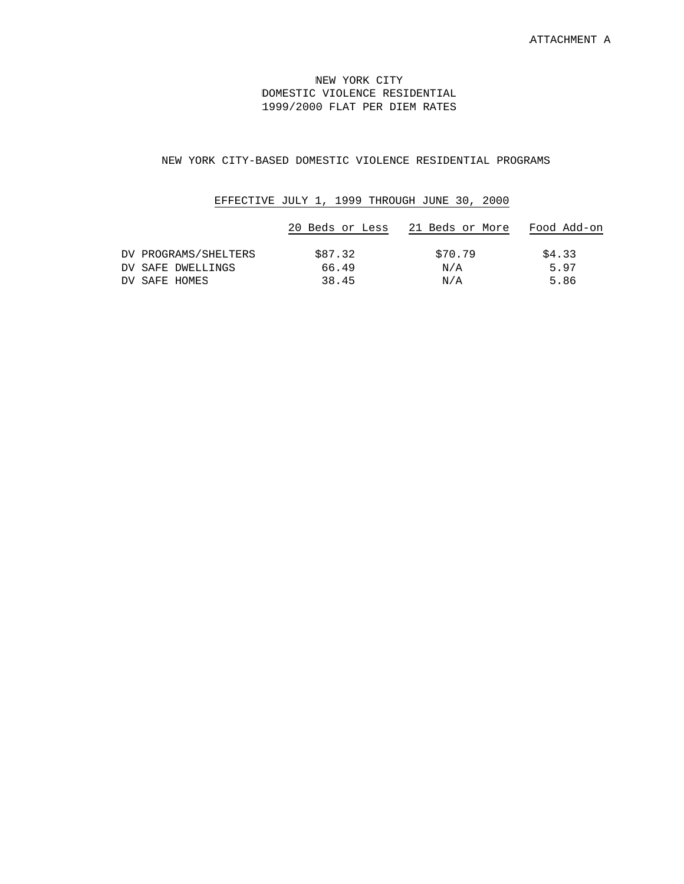ATTACHMENT A

# NEW YORK CITY
# DOMESTIC VIOLENCE RESIDENTIAL
# 1999/2000 FLAT PER DIEM RATES

## NEW YORK CITY-BASED DOMESTIC VIOLENCE RESIDENTIAL PROGRAMS

### EFFECTIVE JULY 1, 1999 THROUGH JUNE 30, 2000

| | 20 Beds or Less | 21 Beds or More | Food Add-on |
|---|---|---|---|
| DV PROGRAMS/SHELTERS | $87.32 | $70.79 | $4.33 |
| DV SAFE DWELLINGS | 66.49 | N/A | 5.97 |
| DV SAFE HOMES | 38.45 | N/A | 5.86 |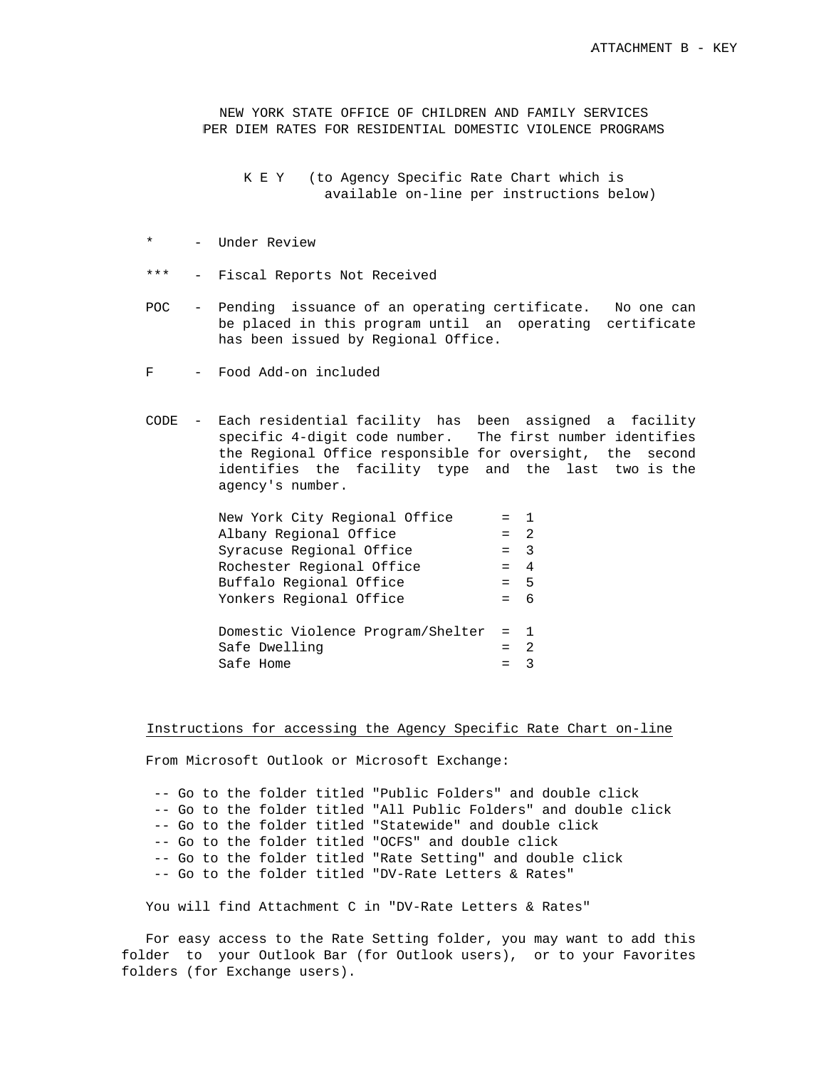ATTACHMENT B - KEY

# NEW YORK STATE OFFICE OF CHILDREN AND FAMILY SERVICES
## PER DIEM RATES FOR RESIDENTIAL DOMESTIC VIOLENCE PROGRAMS

K E Y (to Agency Specific Rate Chart which is available on-line per instructions below)

- * - Under Review
- *** - Fiscal Reports Not Received
- POC - Pending issuance of an operating certificate. No one can be placed in this program until an operating certificate has been issued by Regional Office.
- F - Food Add-on included
- CODE - Each residential facility has been assigned a facility specific 4-digit code number. The first number identifies the Regional Office responsible for oversight, the second identifies the facility type and the last two is the agency's number.

| | |
|---|---|
| New York City Regional Office | = 1 |
| Albany Regional Office | = 2 |
| Syracuse Regional Office | = 3 |
| Rochester Regional Office | = 4 |
| Buffalo Regional Office | = 5 |
| Yonkers Regional Office | = 6 |

| | |
|---|---|
| Domestic Violence Program/Shelter | = 1 |
| Safe Dwelling | = 2 |
| Safe Home | = 3 |

Instructions for accessing the Agency Specific Rate Chart on-line

From Microsoft Outlook or Microsoft Exchange:

- -- Go to the folder titled "Public Folders" and double click
- -- Go to the folder titled "All Public Folders" and double click
- -- Go to the folder titled "Statewide" and double click
- -- Go to the folder titled "OCFS" and double click
- -- Go to the folder titled "Rate Setting" and double click
- -- Go to the folder titled "DV-Rate Letters & Rates"

You will find Attachment C in "DV-Rate Letters & Rates"

For easy access to the Rate Setting folder, you may want to add this folder to your Outlook Bar (for Outlook users), or to your Favorites folders (for Exchange users).